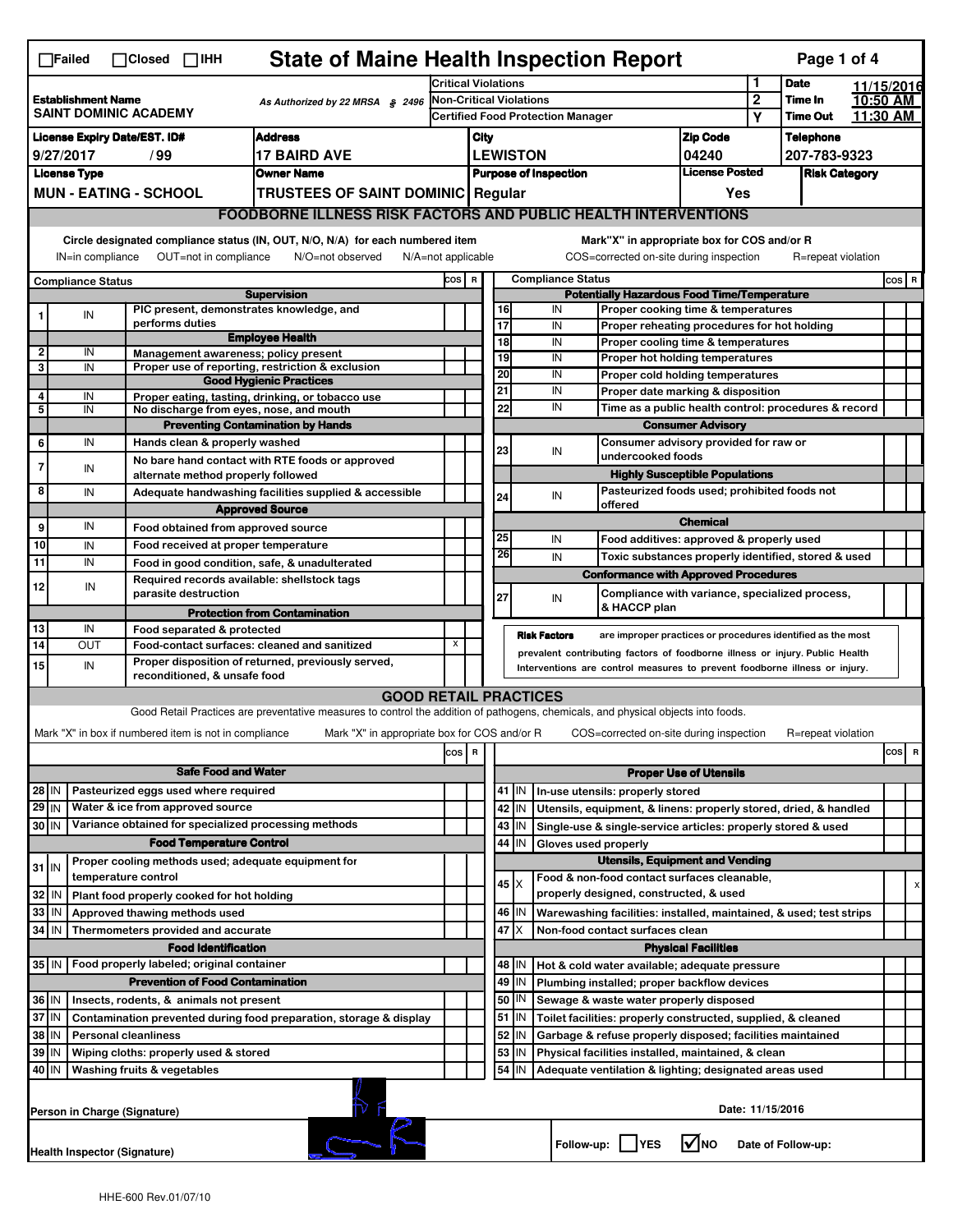☐Failed ☐Closed ☐IHH

# State of Maine Health Inspection Report

| Establishment Name | As Authorized by 22 MRSA § 2496 | | | |
|---|---|---|---|---|
| SAINT DOMINIC ACADEMY | | Critical Violations | 1 | Date 11/15/2016 |
| | | Non-Critical Violations | 2 | Time In 10:50 AM |
| | | Certified Food Protection Manager | Y | Time Out 11:30 AM |

| License Expiry Date/EST. ID# | Address | City | Zip Code | Telephone |
|---|---|---|---|---|
| 9/27/2017 / 99 | 17 BAIRD AVE | LEWISTON | 04240 | 207-783-9323 |

| License Type | Owner Name | Purpose of Inspection | License Posted | Risk Category |
|---|---|---|---|---|
| MUN - EATING - SCHOOL | TRUSTEES OF SAINT DOMINIC | Regular | Yes | |

## FOODBORNE ILLNESS RISK FACTORS AND PUBLIC HEALTH INTERVENTIONS

Circle designated compliance status (IN, OUT, N/O, N/A) for each numbered item
IN=in compliance OUT=not in compliance N/O=not observed N/A=not applicable

Mark "X" in appropriate box for COS and/or R
COS=corrected on-site during inspection R=repeat violation

| # | Compliance Status | | COS | R |
|---|---|---|---|---|
| | | **Supervision** | | |
| 1 | IN | PIC present, demonstrates knowledge, and performs duties | | |
| | | **Employee Health** | | |
| 2 | IN | Management awareness; policy present | | |
| 3 | IN | Proper use of reporting, restriction & exclusion | | |
| | | **Good Hygienic Practices** | | |
| 4 | IN | Proper eating, tasting, drinking, or tobacco use | | |
| 5 | IN | No discharge from eyes, nose, and mouth | | |
| | | **Preventing Contamination by Hands** | | |
| 6 | IN | Hands clean & properly washed | | |
| 7 | IN | No bare hand contact with RTE foods or approved alternate method properly followed | | |
| 8 | IN | Adequate handwashing facilities supplied & accessible | | |
| | | **Approved Source** | | |
| 9 | IN | Food obtained from approved source | | |
| 10 | IN | Food received at proper temperature | | |
| 11 | IN | Food in good condition, safe, & unadulterated | | |
| 12 | IN | Required records available: shellstock tags parasite destruction | | |
| | | **Protection from Contamination** | | |
| 13 | IN | Food separated & protected | | |
| 14 | OUT | Food-contact surfaces: cleaned and sanitized | X | |
| 15 | IN | Proper disposition of returned, previously served, reconditioned, & unsafe food | | |

| # | Compliance Status | | COS | R |
|---|---|---|---|---|
| | | **Potentially Hazardous Food Time/Temperature** | | |
| 16 | IN | Proper cooking time & temperatures | | |
| 17 | IN | Proper reheating procedures for hot holding | | |
| 18 | IN | Proper cooling time & temperatures | | |
| 19 | IN | Proper hot holding temperatures | | |
| 20 | IN | Proper cold holding temperatures | | |
| 21 | IN | Proper date marking & disposition | | |
| 22 | IN | Time as a public health control: procedures & record | | |
| | | **Consumer Advisory** | | |
| 23 | IN | Consumer advisory provided for raw or undercooked foods | | |
| | | **Highly Susceptible Populations** | | |
| 24 | IN | Pasteurized foods used; prohibited foods not offered | | |
| | | **Chemical** | | |
| 25 | IN | Food additives: approved & properly used | | |
| 26 | IN | Toxic substances properly identified, stored & used | | |
| | | **Conformance with Approved Procedures** | | |
| 27 | IN | Compliance with variance, specialized process, & HACCP plan | | |

**Risk Factors** are improper practices or procedures identified as the most prevalent contributing factors of foodborne illness or injury. Public Health Interventions are control measures to prevent foodborne illness or injury.

## GOOD RETAIL PRACTICES

Good Retail Practices are preventative measures to control the addition of pathogens, chemicals, and physical objects into foods.

Mark "X" in box if numbered item is not in compliance. Mark "X" in appropriate box for COS and/or R. COS=corrected on-site during inspection R=repeat violation

| # | | | COS | R |
|---|---|---|---|---|
| | | **Safe Food and Water** | | |
| 28 | IN | Pasteurized eggs used where required | | |
| 29 | IN | Water & ice from approved source | | |
| 30 | IN | Variance obtained for specialized processing methods | | |
| | | **Food Temperature Control** | | |
| 31 | IN | Proper cooling methods used; adequate equipment for temperature control | | |
| 32 | IN | Plant food properly cooked for hot holding | | |
| 33 | IN | Approved thawing methods used | | |
| 34 | IN | Thermometers provided and accurate | | |
| | | **Food Identification** | | |
| 35 | IN | Food properly labeled; original container | | |
| | | **Prevention of Food Contamination** | | |
| 36 | IN | Insects, rodents, & animals not present | | |
| 37 | IN | Contamination prevented during food preparation, storage & display | | |
| 38 | IN | Personal cleanliness | | |
| 39 | IN | Wiping cloths: properly used & stored | | |
| 40 | IN | Washing fruits & vegetables | | |

| # | | | COS | R |
|---|---|---|---|---|
| | | **Proper Use of Utensils** | | |
| 41 | IN | In-use utensils: properly stored | | |
| 42 | IN | Utensils, equipment, & linens: properly stored, dried, & handled | | |
| 43 | IN | Single-use & single-service articles: properly stored & used | | |
| 44 | IN | Gloves used properly | | |
| | | **Utensils, Equipment and Vending** | | |
| 45 | X | Food & non-food contact surfaces cleanable, properly designed, constructed, & used | | X |
| 46 | IN | Warewashing facilities: installed, maintained, & used; test strips | | |
| 47 | X | Non-food contact surfaces clean | | |
| | | **Physical Facilities** | | |
| 48 | IN | Hot & cold water available; adequate pressure | | |
| 49 | IN | Plumbing installed; proper backflow devices | | |
| 50 | IN | Sewage & waste water properly disposed | | |
| 51 | IN | Toilet facilities: properly constructed, supplied, & cleaned | | |
| 52 | IN | Garbage & refuse properly disposed; facilities maintained | | |
| 53 | IN | Physical facilities installed, maintained, & clean | | |
| 54 | IN | Adequate ventilation & lighting; designated areas used | | |

Person in Charge (Signature) Date: 11/15/2016

Health Inspector (Signature) Follow-up: ☐ YES ☑ NO Date of Follow-up:

HHE-600 Rev.01/07/10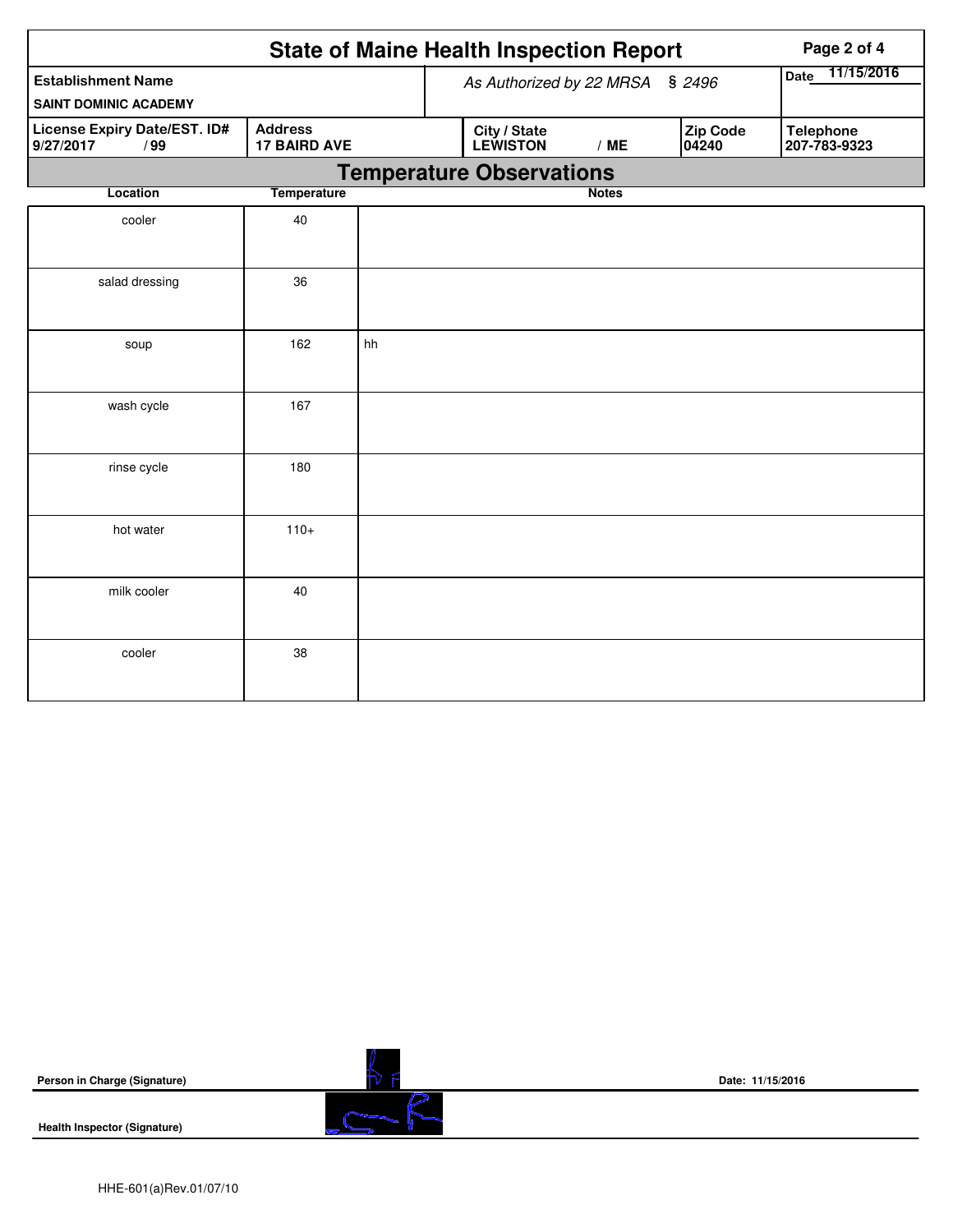# State of Maine Health Inspection Report

| Establishment Name | As Authorized by 22 MRSA § 2496 | Date 11/15/2016 |
|---|---|---|
| SAINT DOMINIC ACADEMY | | |

| License Expiry Date/EST. ID# | Address | City / State | Zip Code | Telephone |
|---|---|---|---|---|
| 9/27/2017 / 99 | 17 BAIRD AVE | LEWISTON / ME | 04240 | 207-783-9323 |

## Temperature Observations

| Location | Temperature | Notes |
|---|---|---|
| cooler | 40 | |
| salad dressing | 36 | |
| soup | 162 | hh |
| wash cycle | 167 | |
| rinse cycle | 180 | |
| hot water | 110+ | |
| milk cooler | 40 | |
| cooler | 38 | |

Person in Charge (Signature)

Date: 11/15/2016

Health Inspector (Signature)

HHE-601(a)Rev.01/07/10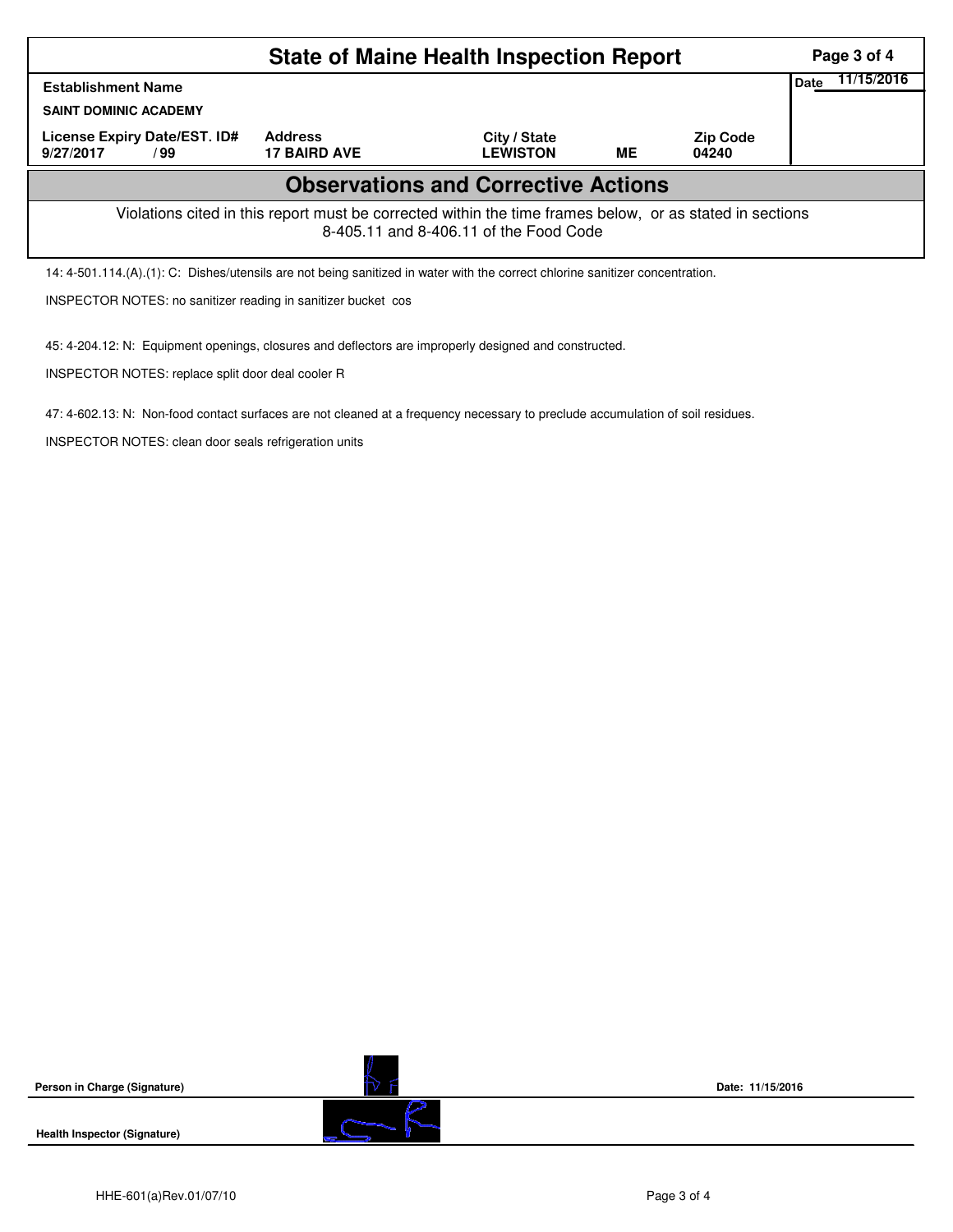# State of Maine Health Inspection Report

| Establishment Name | | | | | Date 11/15/2016 |
|---|---|---|---|---|---|
| SAINT DOMINIC ACADEMY | | | | | |
| License Expiry Date/EST. ID# | Address | City / State | | Zip Code | |
| 9/27/2017 / 99 | 17 BAIRD AVE | LEWISTON | ME | 04240 | |

## Observations and Corrective Actions

Violations cited in this report must be corrected within the time frames below, or as stated in sections 8-405.11 and 8-406.11 of the Food Code

14: 4-501.114.(A).(1): C: Dishes/utensils are not being sanitized in water with the correct chlorine sanitizer concentration.

INSPECTOR NOTES: no sanitizer reading in sanitizer bucket cos

45: 4-204.12: N: Equipment openings, closures and deflectors are improperly designed and constructed.

INSPECTOR NOTES: replace split door deal cooler R

47: 4-602.13: N: Non-food contact surfaces are not cleaned at a frequency necessary to preclude accumulation of soil residues.

INSPECTOR NOTES: clean door seals refrigeration units

**Person in Charge (Signature)** Date: 11/15/2016

**Health Inspector (Signature)**

HHE-601(a)Rev.01/07/10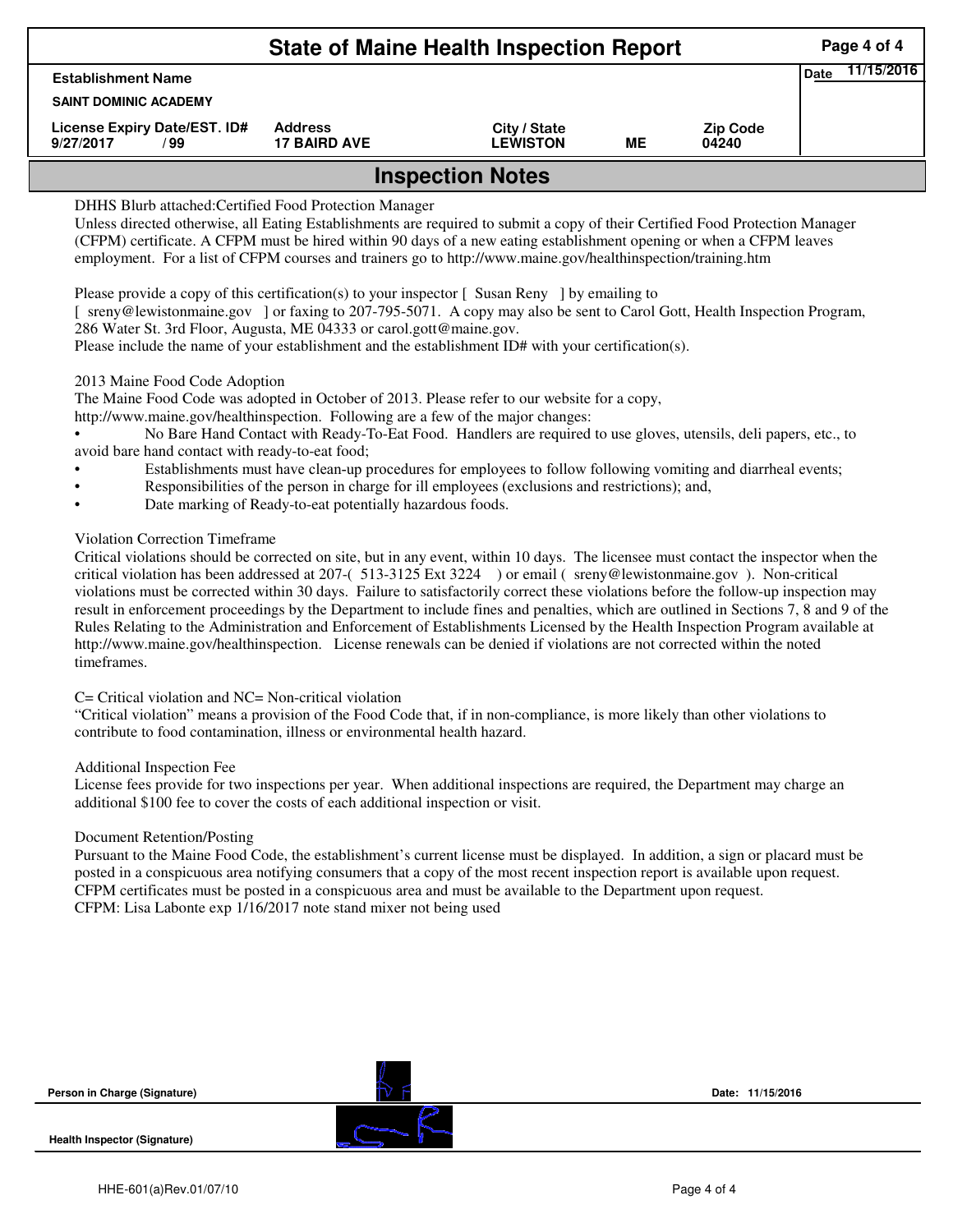# State of Maine Health Inspection Report

| Establishment Name | | | | | Date 11/15/2016 |
|---|---|---|---|---|---|
| SAINT DOMINIC ACADEMY | | | | | |
| License Expiry Date/EST. ID# | Address | City / State | | Zip Code | |
| 9/27/2017 / 99 | 17 BAIRD AVE | LEWISTON | ME | 04240 | |

## Inspection Notes

DHHS Blurb attached:Certified Food Protection Manager

Unless directed otherwise, all Eating Establishments are required to submit a copy of their Certified Food Protection Manager (CFPM) certificate. A CFPM must be hired within 90 days of a new eating establishment opening or when a CFPM leaves employment. For a list of CFPM courses and trainers go to http://www.maine.gov/healthinspection/training.htm

Please provide a copy of this certification(s) to your inspector [ Susan Reny ] by emailing to [ sreny@lewistonmaine.gov ] or faxing to 207-795-5071. A copy may also be sent to Carol Gott, Health Inspection Program, 286 Water St. 3rd Floor, Augusta, ME 04333 or carol.gott@maine.gov.

Please include the name of your establishment and the establishment ID# with your certification(s).

2013 Maine Food Code Adoption

The Maine Food Code was adopted in October of 2013. Please refer to our website for a copy, http://www.maine.gov/healthinspection. Following are a few of the major changes:

- No Bare Hand Contact with Ready-To-Eat Food. Handlers are required to use gloves, utensils, deli papers, etc., to avoid bare hand contact with ready-to-eat food;
- Establishments must have clean-up procedures for employees to follow following vomiting and diarrheal events;
- Responsibilities of the person in charge for ill employees (exclusions and restrictions); and,
- Date marking of Ready-to-eat potentially hazardous foods.

Violation Correction Timeframe

Critical violations should be corrected on site, but in any event, within 10 days. The licensee must contact the inspector when the critical violation has been addressed at 207-( 513-3125 Ext 3224 ) or email ( sreny@lewistonmaine.gov ). Non-critical violations must be corrected within 30 days. Failure to satisfactorily correct these violations before the follow-up inspection may result in enforcement proceedings by the Department to include fines and penalties, which are outlined in Sections 7, 8 and 9 of the Rules Relating to the Administration and Enforcement of Establishments Licensed by the Health Inspection Program available at http://www.maine.gov/healthinspection. License renewals can be denied if violations are not corrected within the noted timeframes.

C= Critical violation and NC= Non-critical violation

"Critical violation" means a provision of the Food Code that, if in non-compliance, is more likely than other violations to contribute to food contamination, illness or environmental health hazard.

Additional Inspection Fee

License fees provide for two inspections per year. When additional inspections are required, the Department may charge an additional $100 fee to cover the costs of each additional inspection or visit.

Document Retention/Posting

Pursuant to the Maine Food Code, the establishment's current license must be displayed. In addition, a sign or placard must be posted in a conspicuous area notifying consumers that a copy of the most recent inspection report is available upon request. CFPM certificates must be posted in a conspicuous area and must be available to the Department upon request.

CFPM: Lisa Labonte exp 1/16/2017 note stand mixer not being used

**Person in Charge (Signature)** Date: 11/15/2016

**Health Inspector (Signature)**

HHE-601(a)Rev.01/07/10